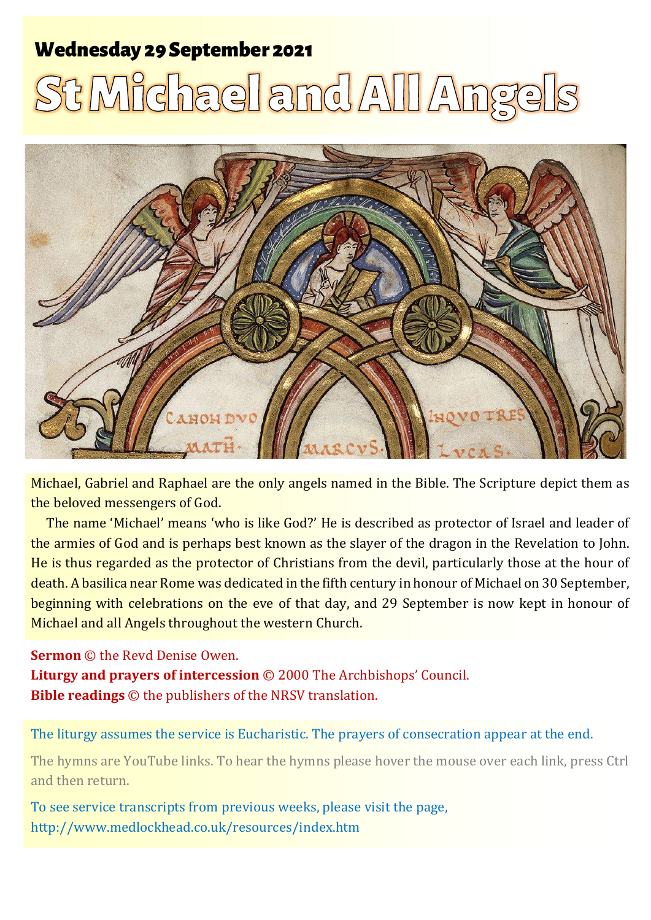## Wednesday 29 September 2021

# St Michael and All Angels

Michael, Gabriel and Raphael are the only angels named in the Bible. The Scripture depict them as the beloved messengers of God.

The name 'Michael' means 'who is like God?' He is described as protector of Israel and leader of the armies of God and is perhaps best known as the slayer of the dragon in the Revelation to John. He is thus regarded as the protector of Christians from the devil, particularly those at the hour of death. A basilica near Rome was dedicated in the fifth century in honour of Michael on 30 September, beginning with celebrations on the eve of that day, and 29 September is now kept in honour of Michael and all Angels throughout the western Church.

**Sermon** © the Revd Denise Owen.
**Liturgy and prayers of intercession** © 2000 The Archbishops' Council.
**Bible readings** © the publishers of the NRSV translation.

The liturgy assumes the service is Eucharistic. The prayers of consecration appear at the end.

The hymns are YouTube links. To hear the hymns please hover the mouse over each link, press Ctrl and then return.

To see service transcripts from previous weeks, please visit the page, http://www.medlockhead.co.uk/resources/index.htm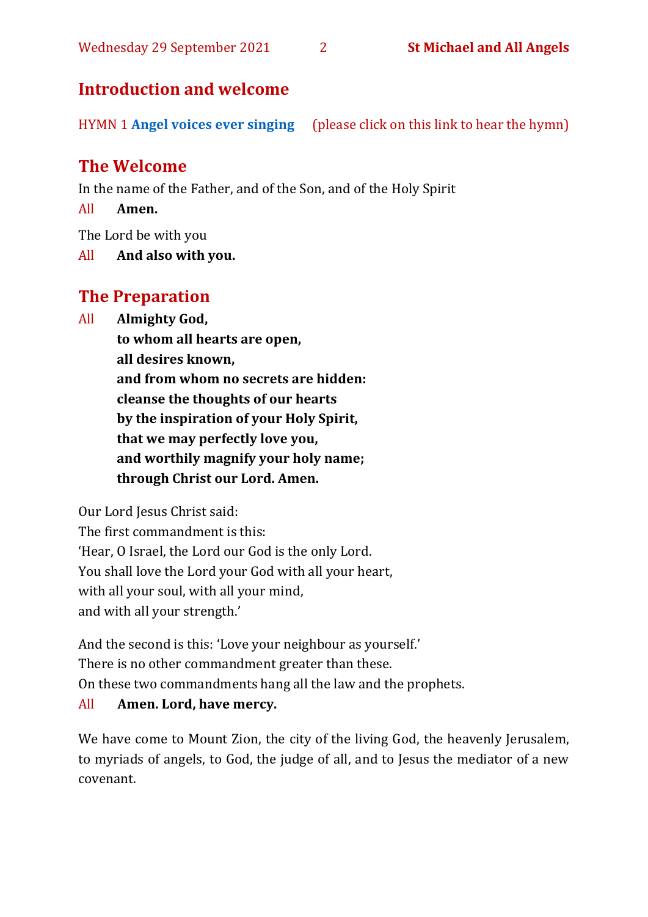## Introduction and welcome

HYMN 1 **Angel voices ever singing** (please click on this link to hear the hymn)

## The Welcome

In the name of the Father, and of the Son, and of the Holy Spirit

All **Amen.**

The Lord be with you

All **And also with you.**

## The Preparation

All **Almighty God,**
**to whom all hearts are open,**
**all desires known,**
**and from whom no secrets are hidden:**
**cleanse the thoughts of our hearts**
**by the inspiration of your Holy Spirit,**
**that we may perfectly love you,**
**and worthily magnify your holy name;**
**through Christ our Lord. Amen.**

Our Lord Jesus Christ said:
The first commandment is this:
'Hear, O Israel, the Lord our God is the only Lord.
You shall love the Lord your God with all your heart,
with all your soul, with all your mind,
and with all your strength.'

And the second is this: 'Love your neighbour as yourself.'
There is no other commandment greater than these.
On these two commandments hang all the law and the prophets.

All **Amen. Lord, have mercy.**

We have come to Mount Zion, the city of the living God, the heavenly Jerusalem, to myriads of angels, to God, the judge of all, and to Jesus the mediator of a new covenant.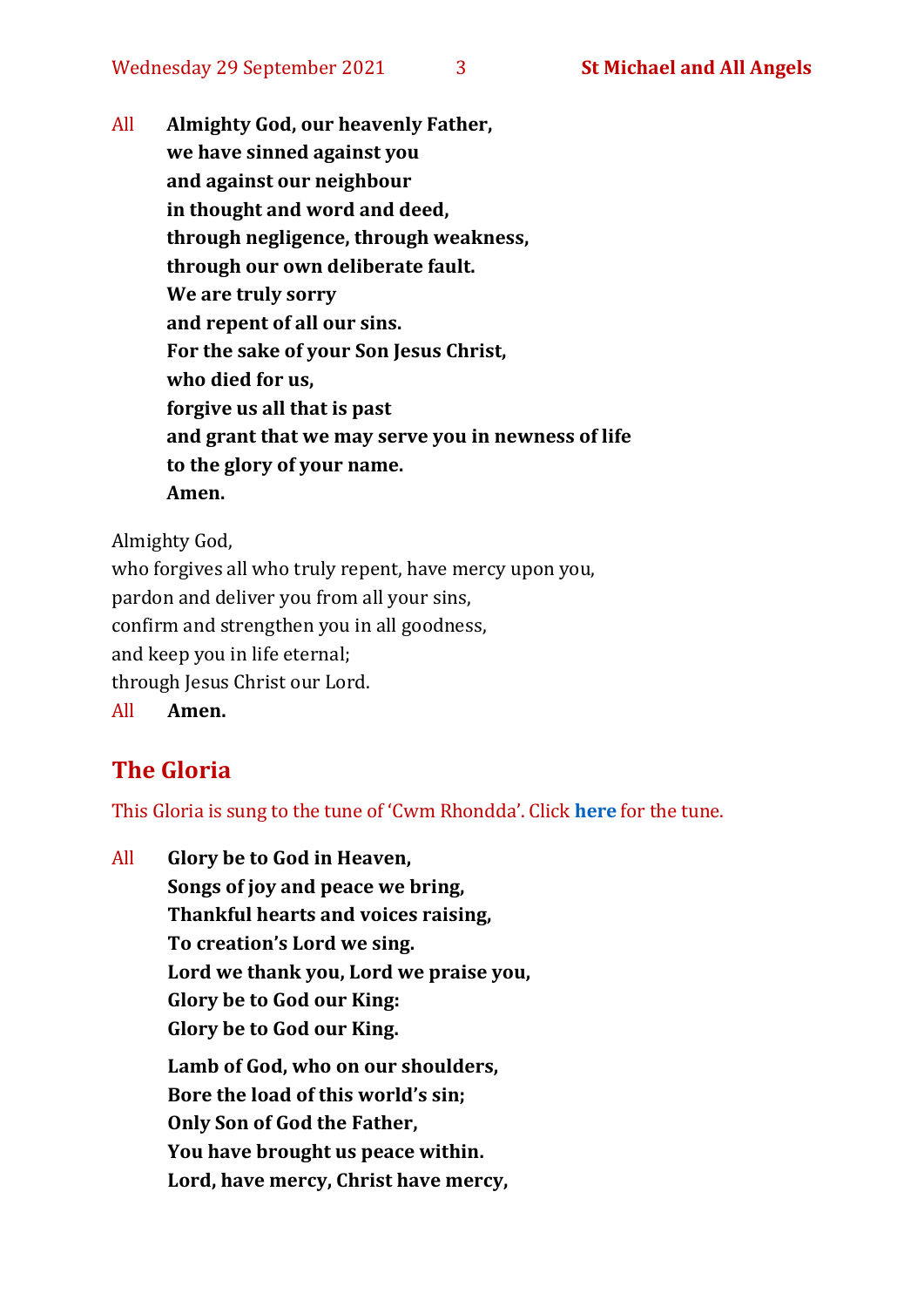All **Almighty God, our heavenly Father,**
**we have sinned against you**
**and against our neighbour**
**in thought and word and deed,**
**through negligence, through weakness,**
**through our own deliberate fault.**
**We are truly sorry**
**and repent of all our sins.**
**For the sake of your Son Jesus Christ,**
**who died for us,**
**forgive us all that is past**
**and grant that we may serve you in newness of life**
**to the glory of your name.**
**Amen.**

Almighty God,
who forgives all who truly repent, have mercy upon you,
pardon and deliver you from all your sins,
confirm and strengthen you in all goodness,
and keep you in life eternal;
through Jesus Christ our Lord.
All **Amen.**

## The Gloria

This Gloria is sung to the tune of 'Cwm Rhondda'. Click **here** for the tune.

All **Glory be to God in Heaven,**
**Songs of joy and peace we bring,**
**Thankful hearts and voices raising,**
**To creation's Lord we sing.**
**Lord we thank you, Lord we praise you,**
**Glory be to God our King:**
**Glory be to God our King.**

**Lamb of God, who on our shoulders,**
**Bore the load of this world's sin;**
**Only Son of God the Father,**
**You have brought us peace within.**
**Lord, have mercy, Christ have mercy,**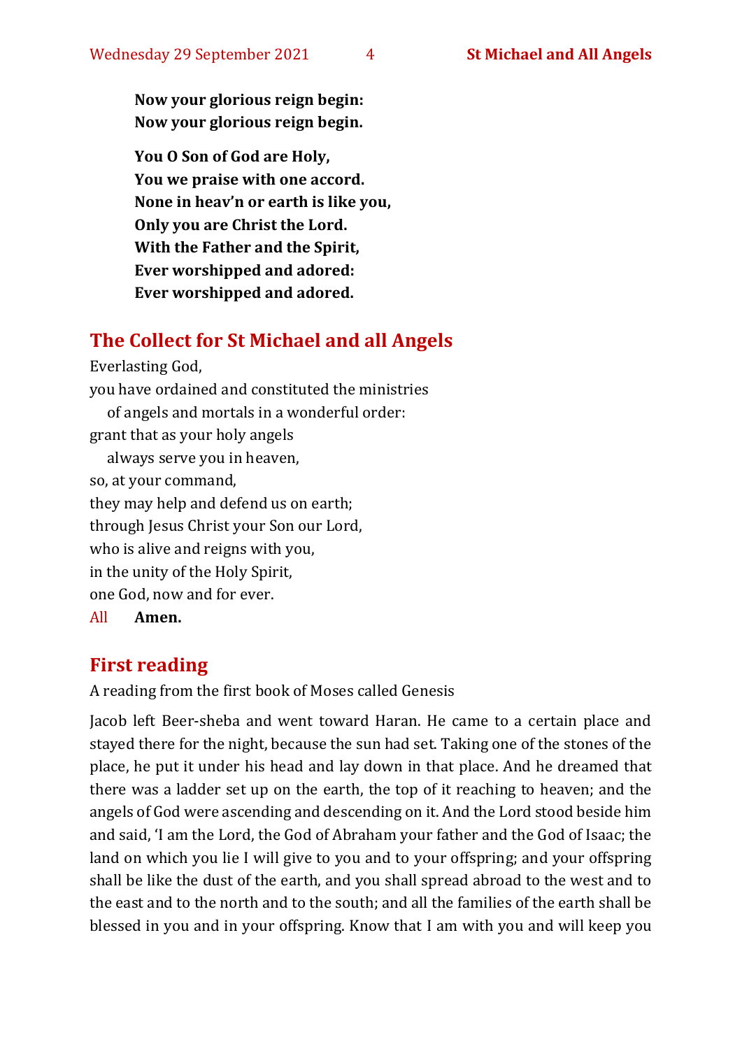**Now your glorious reign begin:**
**Now your glorious reign begin.**

**You O Son of God are Holy,**
**You we praise with one accord.**
**None in heav'n or earth is like you,**
**Only you are Christ the Lord.**
**With the Father and the Spirit,**
**Ever worshipped and adored:**
**Ever worshipped and adored.**

## The Collect for St Michael and all Angels

Everlasting God,
you have ordained and constituted the ministries
  of angels and mortals in a wonderful order:
grant that as your holy angels
  always serve you in heaven,
so, at your command,
they may help and defend us on earth;
through Jesus Christ your Son our Lord,
who is alive and reigns with you,
in the unity of the Holy Spirit,
one God, now and for ever.
All **Amen.**

## First reading

A reading from the first book of Moses called Genesis

Jacob left Beer-sheba and went toward Haran. He came to a certain place and stayed there for the night, because the sun had set. Taking one of the stones of the place, he put it under his head and lay down in that place. And he dreamed that there was a ladder set up on the earth, the top of it reaching to heaven; and the angels of God were ascending and descending on it. And the Lord stood beside him and said, 'I am the Lord, the God of Abraham your father and the God of Isaac; the land on which you lie I will give to you and to your offspring; and your offspring shall be like the dust of the earth, and you shall spread abroad to the west and to the east and to the north and to the south; and all the families of the earth shall be blessed in you and in your offspring. Know that I am with you and will keep you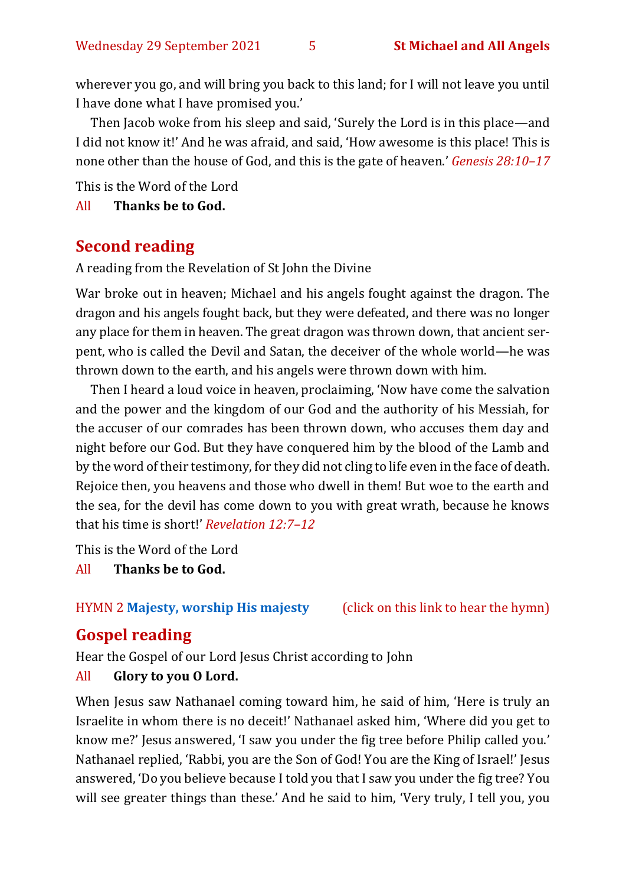wherever you go, and will bring you back to this land; for I will not leave you until I have done what I have promised you.'

Then Jacob woke from his sleep and said, 'Surely the Lord is in this place—and I did not know it!' And he was afraid, and said, 'How awesome is this place! This is none other than the house of God, and this is the gate of heaven.' *Genesis 28:10–17*

This is the Word of the Lord

All **Thanks be to God.**

## Second reading

A reading from the Revelation of St John the Divine

War broke out in heaven; Michael and his angels fought against the dragon. The dragon and his angels fought back, but they were defeated, and there was no longer any place for them in heaven. The great dragon was thrown down, that ancient serpent, who is called the Devil and Satan, the deceiver of the whole world—he was thrown down to the earth, and his angels were thrown down with him.

Then I heard a loud voice in heaven, proclaiming, 'Now have come the salvation and the power and the kingdom of our God and the authority of his Messiah, for the accuser of our comrades has been thrown down, who accuses them day and night before our God. But they have conquered him by the blood of the Lamb and by the word of their testimony, for they did not cling to life even in the face of death. Rejoice then, you heavens and those who dwell in them! But woe to the earth and the sea, for the devil has come down to you with great wrath, because he knows that his time is short!' *Revelation 12:7–12*

This is the Word of the Lord

All **Thanks be to God.**

HYMN 2 **Majesty, worship His majesty** (click on this link to hear the hymn)

## Gospel reading

Hear the Gospel of our Lord Jesus Christ according to John

All **Glory to you O Lord.**

When Jesus saw Nathanael coming toward him, he said of him, 'Here is truly an Israelite in whom there is no deceit!' Nathanael asked him, 'Where did you get to know me?' Jesus answered, 'I saw you under the fig tree before Philip called you.' Nathanael replied, 'Rabbi, you are the Son of God! You are the King of Israel!' Jesus answered, 'Do you believe because I told you that I saw you under the fig tree? You will see greater things than these.' And he said to him, 'Very truly, I tell you, you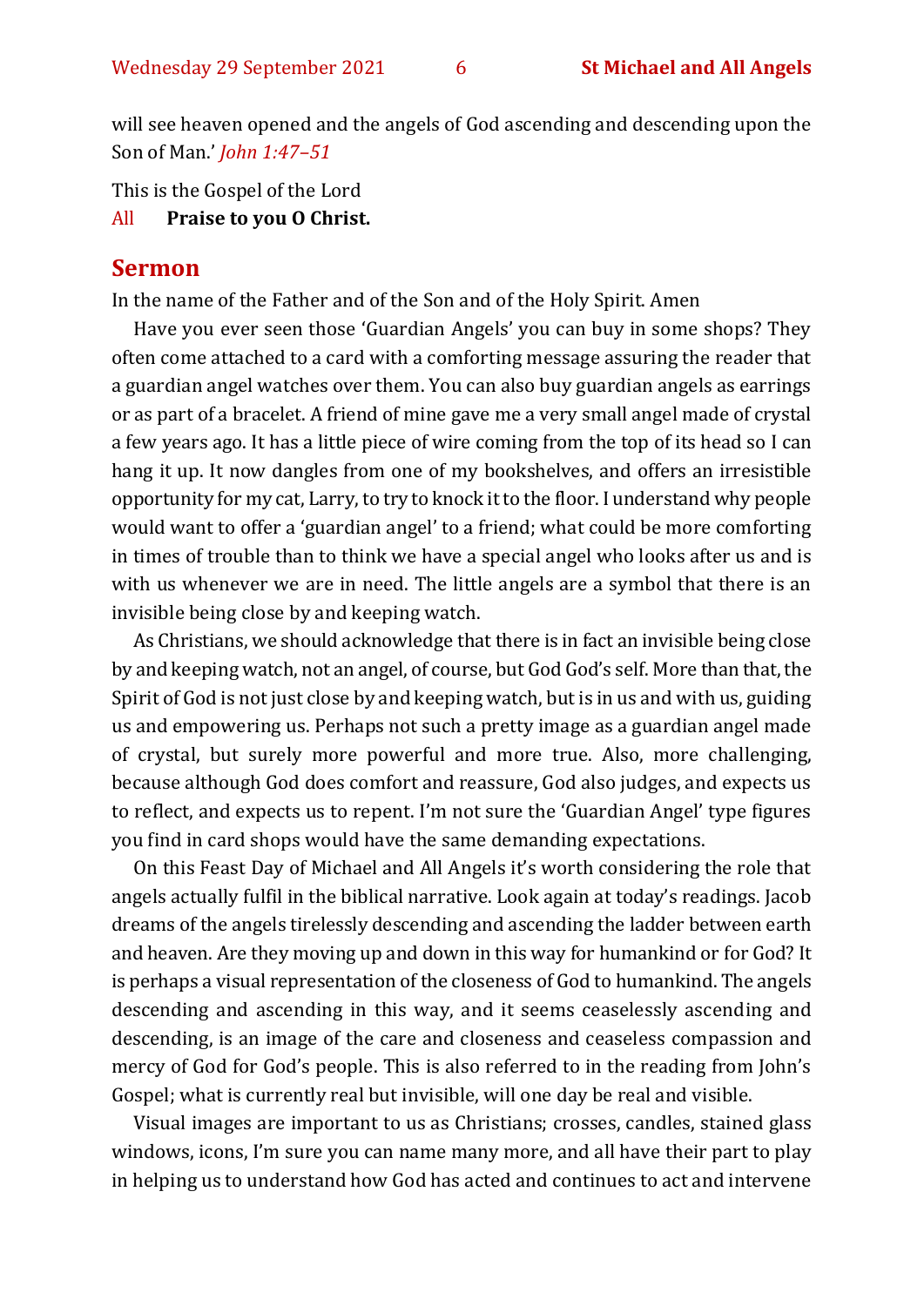will see heaven opened and the angels of God ascending and descending upon the Son of Man.' *John 1:47–51*

This is the Gospel of the Lord

All **Praise to you O Christ.**

## Sermon

In the name of the Father and of the Son and of the Holy Spirit. Amen

Have you ever seen those 'Guardian Angels' you can buy in some shops? They often come attached to a card with a comforting message assuring the reader that a guardian angel watches over them. You can also buy guardian angels as earrings or as part of a bracelet. A friend of mine gave me a very small angel made of crystal a few years ago. It has a little piece of wire coming from the top of its head so I can hang it up. It now dangles from one of my bookshelves, and offers an irresistible opportunity for my cat, Larry, to try to knock it to the floor. I understand why people would want to offer a 'guardian angel' to a friend; what could be more comforting in times of trouble than to think we have a special angel who looks after us and is with us whenever we are in need. The little angels are a symbol that there is an invisible being close by and keeping watch.

As Christians, we should acknowledge that there is in fact an invisible being close by and keeping watch, not an angel, of course, but God God's self. More than that, the Spirit of God is not just close by and keeping watch, but is in us and with us, guiding us and empowering us. Perhaps not such a pretty image as a guardian angel made of crystal, but surely more powerful and more true. Also, more challenging, because although God does comfort and reassure, God also judges, and expects us to reflect, and expects us to repent. I'm not sure the 'Guardian Angel' type figures you find in card shops would have the same demanding expectations.

On this Feast Day of Michael and All Angels it's worth considering the role that angels actually fulfil in the biblical narrative. Look again at today's readings. Jacob dreams of the angels tirelessly descending and ascending the ladder between earth and heaven. Are they moving up and down in this way for humankind or for God? It is perhaps a visual representation of the closeness of God to humankind. The angels descending and ascending in this way, and it seems ceaselessly ascending and descending, is an image of the care and closeness and ceaseless compassion and mercy of God for God's people. This is also referred to in the reading from John's Gospel; what is currently real but invisible, will one day be real and visible.

Visual images are important to us as Christians; crosses, candles, stained glass windows, icons, I'm sure you can name many more, and all have their part to play in helping us to understand how God has acted and continues to act and intervene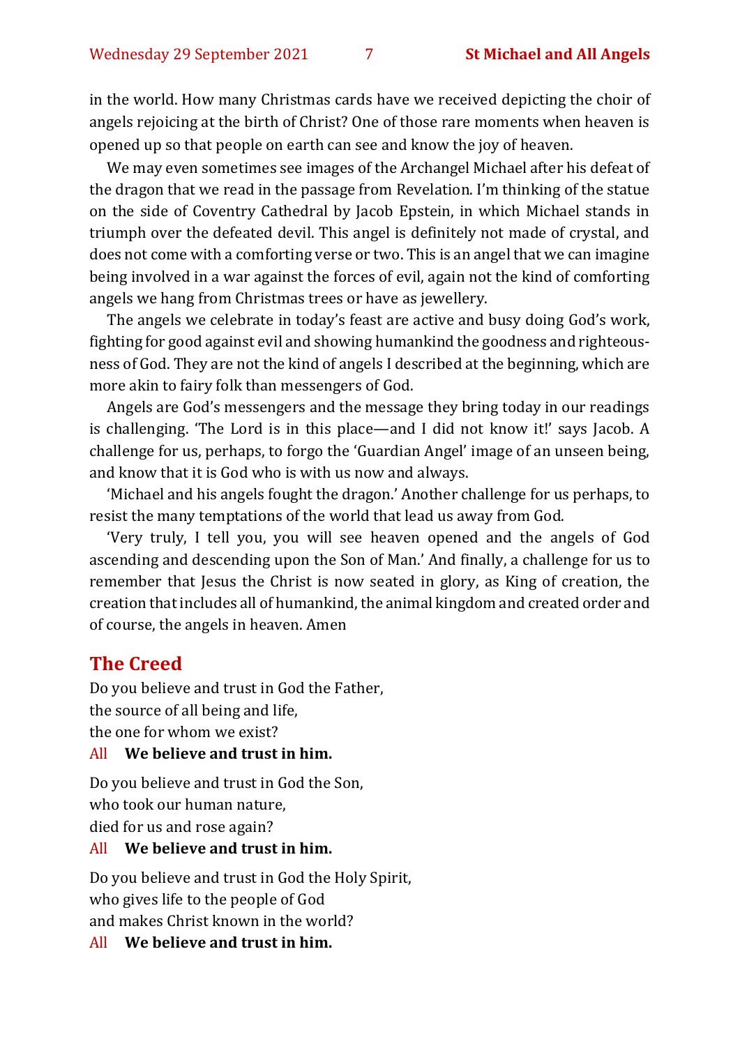in the world. How many Christmas cards have we received depicting the choir of angels rejoicing at the birth of Christ? One of those rare moments when heaven is opened up so that people on earth can see and know the joy of heaven.

We may even sometimes see images of the Archangel Michael after his defeat of the dragon that we read in the passage from Revelation. I'm thinking of the statue on the side of Coventry Cathedral by Jacob Epstein, in which Michael stands in triumph over the defeated devil. This angel is definitely not made of crystal, and does not come with a comforting verse or two. This is an angel that we can imagine being involved in a war against the forces of evil, again not the kind of comforting angels we hang from Christmas trees or have as jewellery.

The angels we celebrate in today's feast are active and busy doing God's work, fighting for good against evil and showing humankind the goodness and righteousness of God. They are not the kind of angels I described at the beginning, which are more akin to fairy folk than messengers of God.

Angels are God's messengers and the message they bring today in our readings is challenging. 'The Lord is in this place—and I did not know it!' says Jacob. A challenge for us, perhaps, to forgo the 'Guardian Angel' image of an unseen being, and know that it is God who is with us now and always.

'Michael and his angels fought the dragon.' Another challenge for us perhaps, to resist the many temptations of the world that lead us away from God.

'Very truly, I tell you, you will see heaven opened and the angels of God ascending and descending upon the Son of Man.' And finally, a challenge for us to remember that Jesus the Christ is now seated in glory, as King of creation, the creation that includes all of humankind, the animal kingdom and created order and of course, the angels in heaven. Amen

## The Creed

Do you believe and trust in God the Father,
the source of all being and life,
the one for whom we exist?

All **We believe and trust in him.**

Do you believe and trust in God the Son,
who took our human nature,
died for us and rose again?

All **We believe and trust in him.**

Do you believe and trust in God the Holy Spirit,
who gives life to the people of God
and makes Christ known in the world?

All **We believe and trust in him.**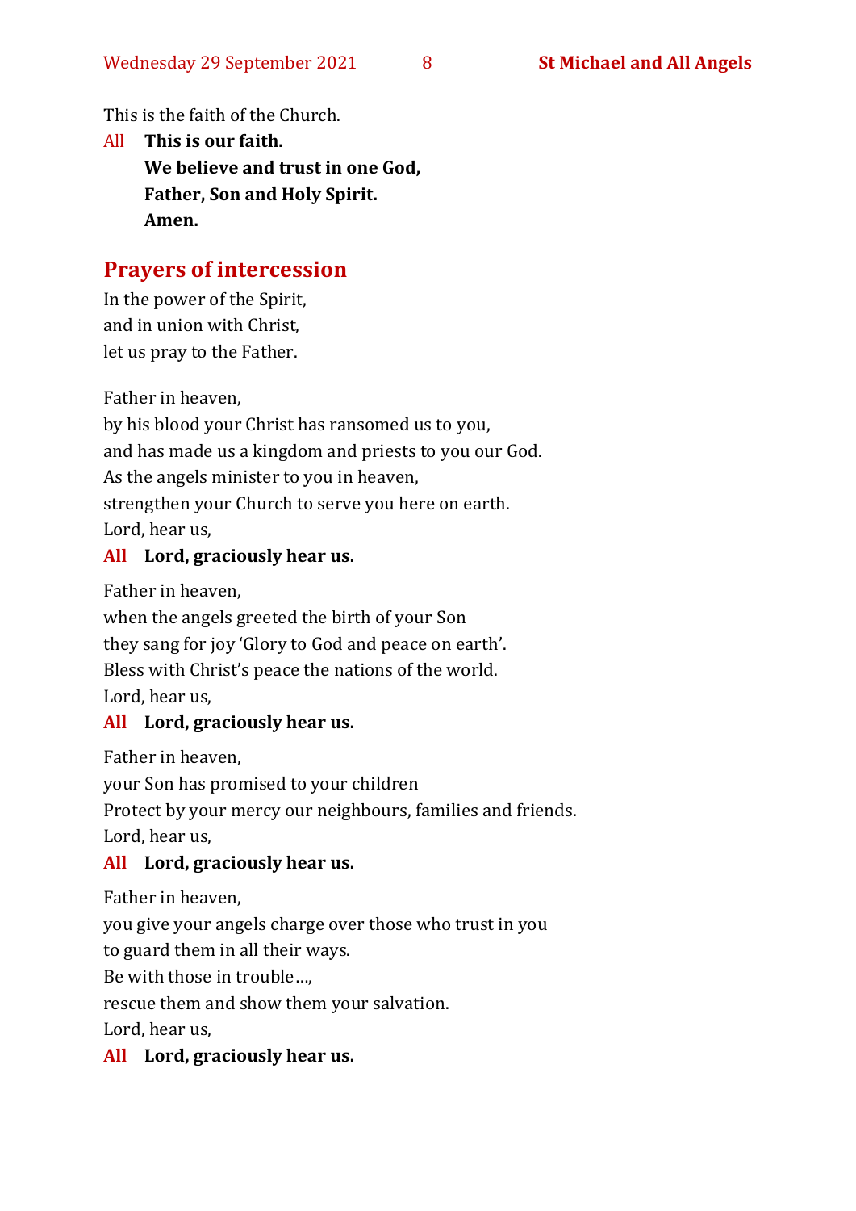This is the faith of the Church.

All **This is our faith.**
**We believe and trust in one God,**
**Father, Son and Holy Spirit.**
**Amen.**

## Prayers of intercession

In the power of the Spirit,
and in union with Christ,
let us pray to the Father.

Father in heaven,
by his blood your Christ has ransomed us to you,
and has made us a kingdom and priests to you our God.
As the angels minister to you in heaven,
strengthen your Church to serve you here on earth.
Lord, hear us,

**All Lord, graciously hear us.**

Father in heaven,
when the angels greeted the birth of your Son
they sang for joy 'Glory to God and peace on earth'.
Bless with Christ's peace the nations of the world.
Lord, hear us,

**All Lord, graciously hear us.**

Father in heaven,
your Son has promised to your children
Protect by your mercy our neighbours, families and friends.
Lord, hear us,

**All Lord, graciously hear us.**

Father in heaven,
you give your angels charge over those who trust in you
to guard them in all their ways.
Be with those in trouble…,
rescue them and show them your salvation.
Lord, hear us,

**All Lord, graciously hear us.**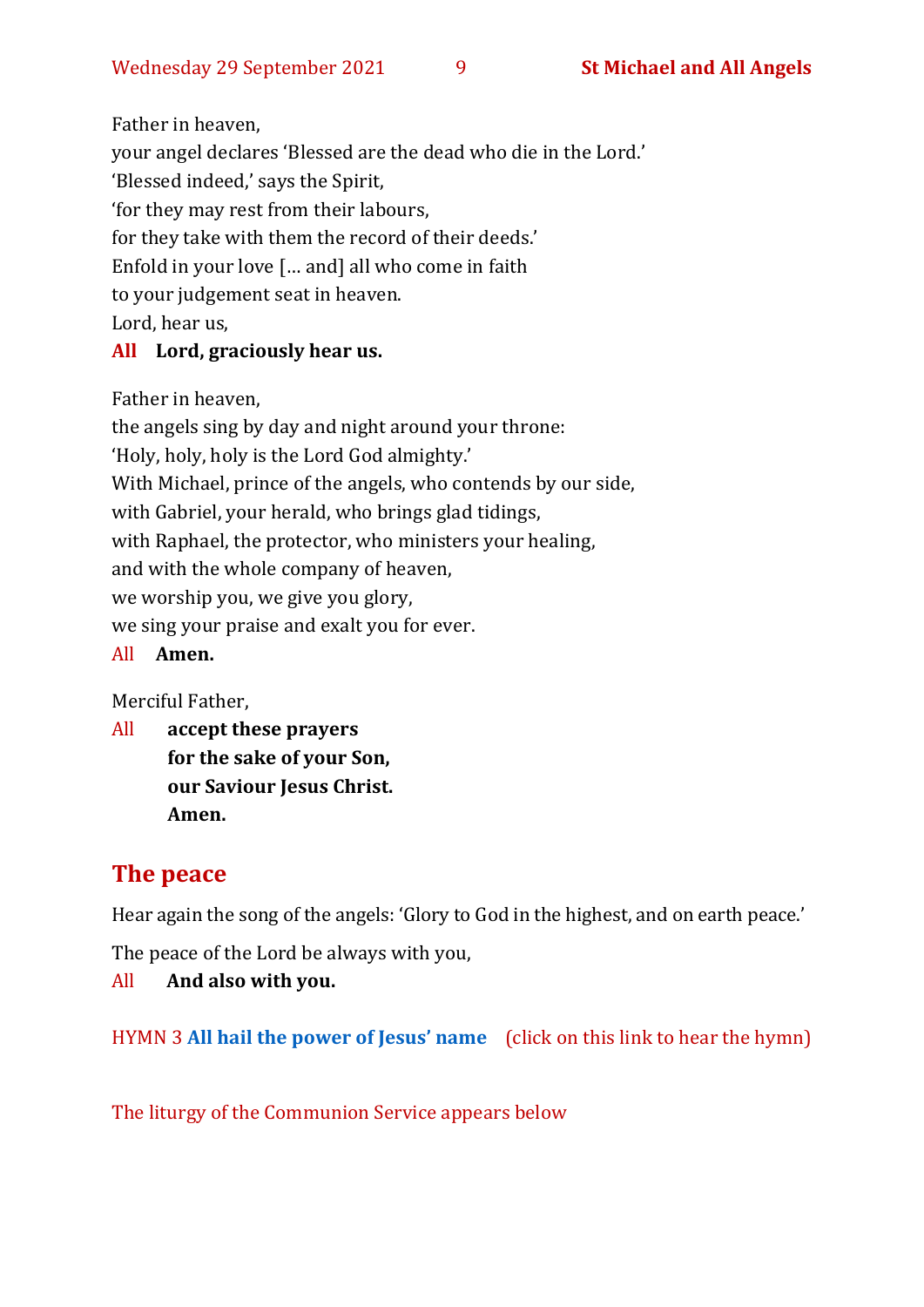Father in heaven,
your angel declares 'Blessed are the dead who die in the Lord.'
'Blessed indeed,' says the Spirit,
'for they may rest from their labours,
for they take with them the record of their deeds.'
Enfold in your love [… and] all who come in faith
to your judgement seat in heaven.
Lord, hear us,

All **Lord, graciously hear us.**

Father in heaven,
the angels sing by day and night around your throne:
'Holy, holy, holy is the Lord God almighty.'
With Michael, prince of the angels, who contends by our side,
with Gabriel, your herald, who brings glad tidings,
with Raphael, the protector, who ministers your healing,
and with the whole company of heaven,
we worship you, we give you glory,
we sing your praise and exalt you for ever.

All **Amen.**

Merciful Father,

All **accept these prayers**
**for the sake of your Son,**
**our Saviour Jesus Christ.**
**Amen.**

## The peace

Hear again the song of the angels: 'Glory to God in the highest, and on earth peace.'

The peace of the Lord be always with you,

All **And also with you.**

HYMN 3 **All hail the power of Jesus' name** (click on this link to hear the hymn)

The liturgy of the Communion Service appears below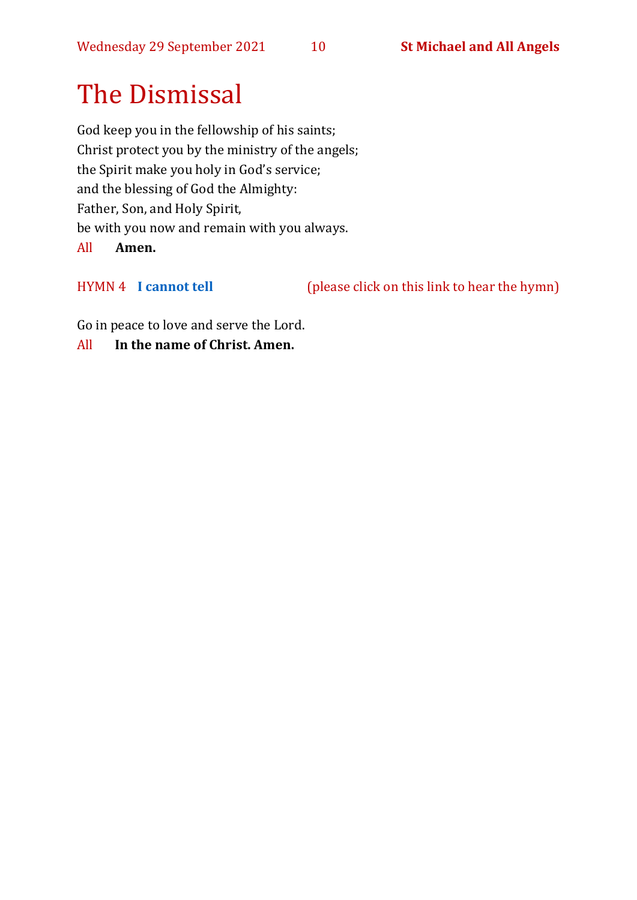# The Dismissal

God keep you in the fellowship of his saints;
Christ protect you by the ministry of the angels;
the Spirit make you holy in God's service;
and the blessing of God the Almighty:
Father, Son, and Holy Spirit,
be with you now and remain with you always.

All **Amen.**

HYMN 4 **I cannot tell** (please click on this link to hear the hymn)

Go in peace to love and serve the Lord.

All **In the name of Christ. Amen.**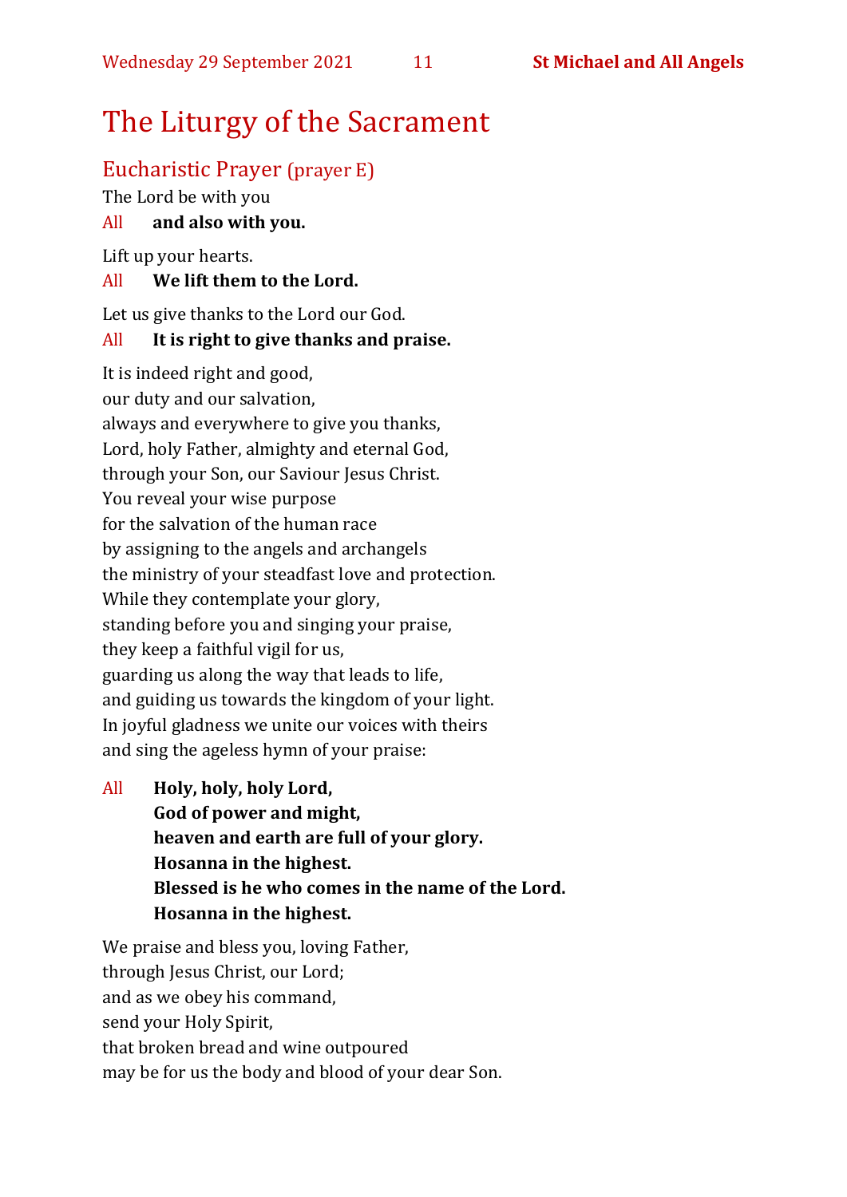# The Liturgy of the Sacrament

## Eucharistic Prayer (prayer E)

The Lord be with you

All **and also with you.**

Lift up your hearts.

All **We lift them to the Lord.**

Let us give thanks to the Lord our God.

All **It is right to give thanks and praise.**

It is indeed right and good,
our duty and our salvation,
always and everywhere to give you thanks,
Lord, holy Father, almighty and eternal God,
through your Son, our Saviour Jesus Christ.
You reveal your wise purpose
for the salvation of the human race
by assigning to the angels and archangels
the ministry of your steadfast love and protection.
While they contemplate your glory,
standing before you and singing your praise,
they keep a faithful vigil for us,
guarding us along the way that leads to life,
and guiding us towards the kingdom of your light.
In joyful gladness we unite our voices with theirs
and sing the ageless hymn of your praise:

All **Holy, holy, holy Lord,**
**God of power and might,**
**heaven and earth are full of your glory.**
**Hosanna in the highest.**
**Blessed is he who comes in the name of the Lord.**
**Hosanna in the highest.**

We praise and bless you, loving Father,
through Jesus Christ, our Lord;
and as we obey his command,
send your Holy Spirit,
that broken bread and wine outpoured
may be for us the body and blood of your dear Son.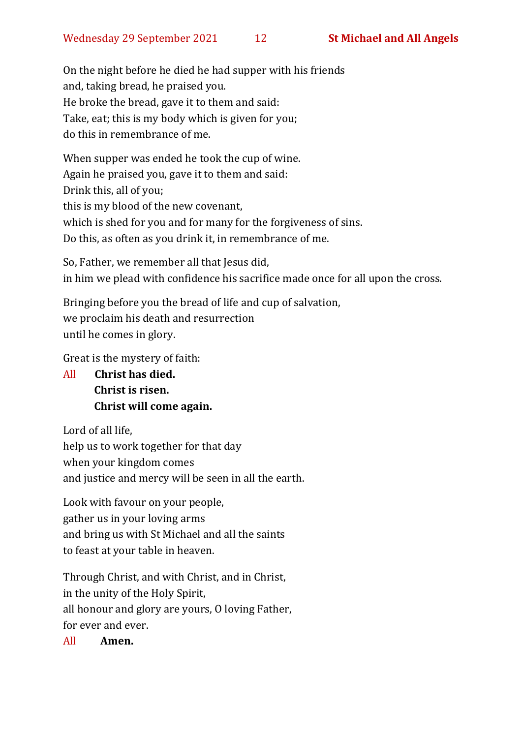On the night before he died he had supper with his friends
and, taking bread, he praised you.
He broke the bread, gave it to them and said:
Take, eat; this is my body which is given for you;
do this in remembrance of me.

When supper was ended he took the cup of wine.
Again he praised you, gave it to them and said:
Drink this, all of you;
this is my blood of the new covenant,
which is shed for you and for many for the forgiveness of sins.
Do this, as often as you drink it, in remembrance of me.

So, Father, we remember all that Jesus did,
in him we plead with confidence his sacrifice made once for all upon the cross.

Bringing before you the bread of life and cup of salvation,
we proclaim his death and resurrection
until he comes in glory.

Great is the mystery of faith:

All **Christ has died.**
**Christ is risen.**
**Christ will come again.**

Lord of all life,
help us to work together for that day
when your kingdom comes
and justice and mercy will be seen in all the earth.

Look with favour on your people,
gather us in your loving arms
and bring us with St Michael and all the saints
to feast at your table in heaven.

Through Christ, and with Christ, and in Christ,
in the unity of the Holy Spirit,
all honour and glory are yours, O loving Father,
for ever and ever.

All **Amen.**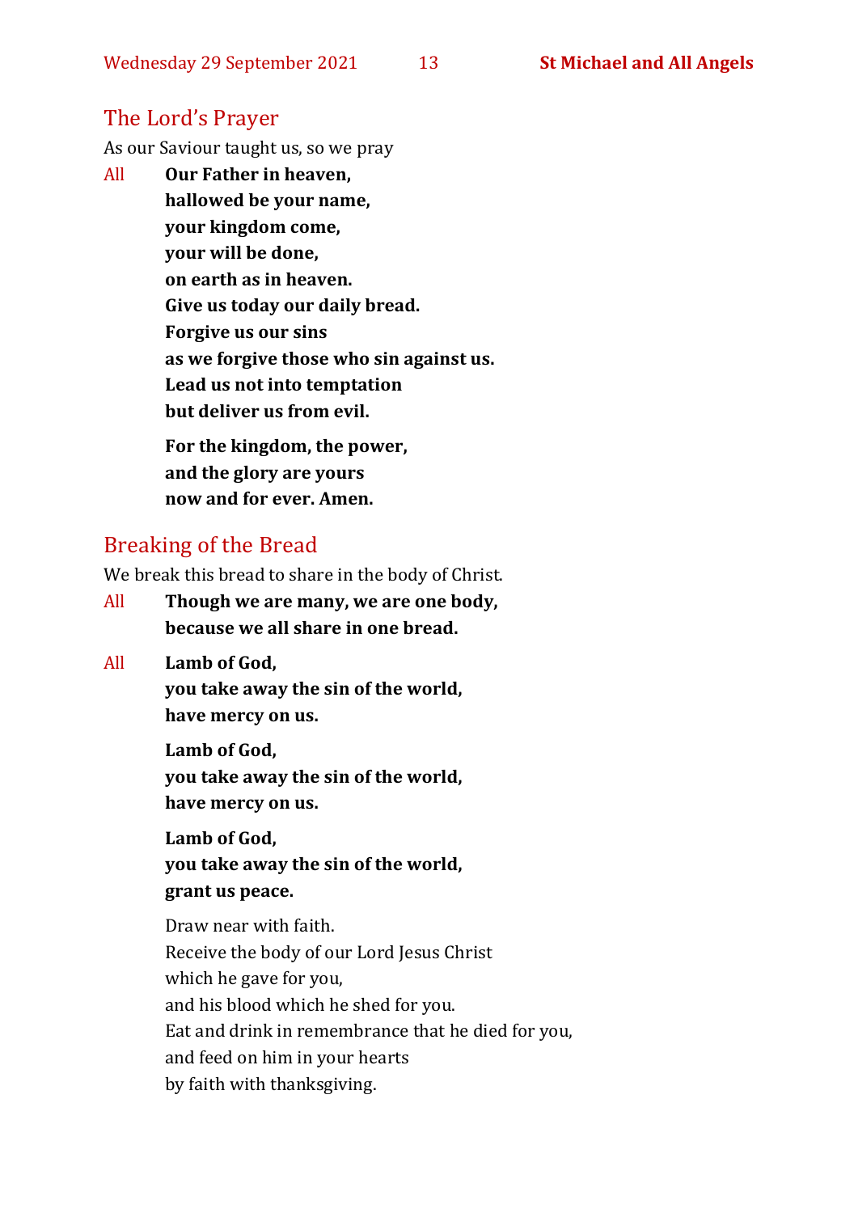## The Lord's Prayer

As our Saviour taught us, so we pray

All **Our Father in heaven,**
**hallowed be your name,**
**your kingdom come,**
**your will be done,**
**on earth as in heaven.**
**Give us today our daily bread.**
**Forgive us our sins**
**as we forgive those who sin against us.**
**Lead us not into temptation**
**but deliver us from evil.**

**For the kingdom, the power,**
**and the glory are yours**
**now and for ever. Amen.**

## Breaking of the Bread

We break this bread to share in the body of Christ.

All **Though we are many, we are one body,**
**because we all share in one bread.**

All **Lamb of God,**
**you take away the sin of the world,**
**have mercy on us.**

**Lamb of God,**
**you take away the sin of the world,**
**have mercy on us.**

**Lamb of God,**
**you take away the sin of the world,**
**grant us peace.**

Draw near with faith.
Receive the body of our Lord Jesus Christ
which he gave for you,
and his blood which he shed for you.
Eat and drink in remembrance that he died for you,
and feed on him in your hearts
by faith with thanksgiving.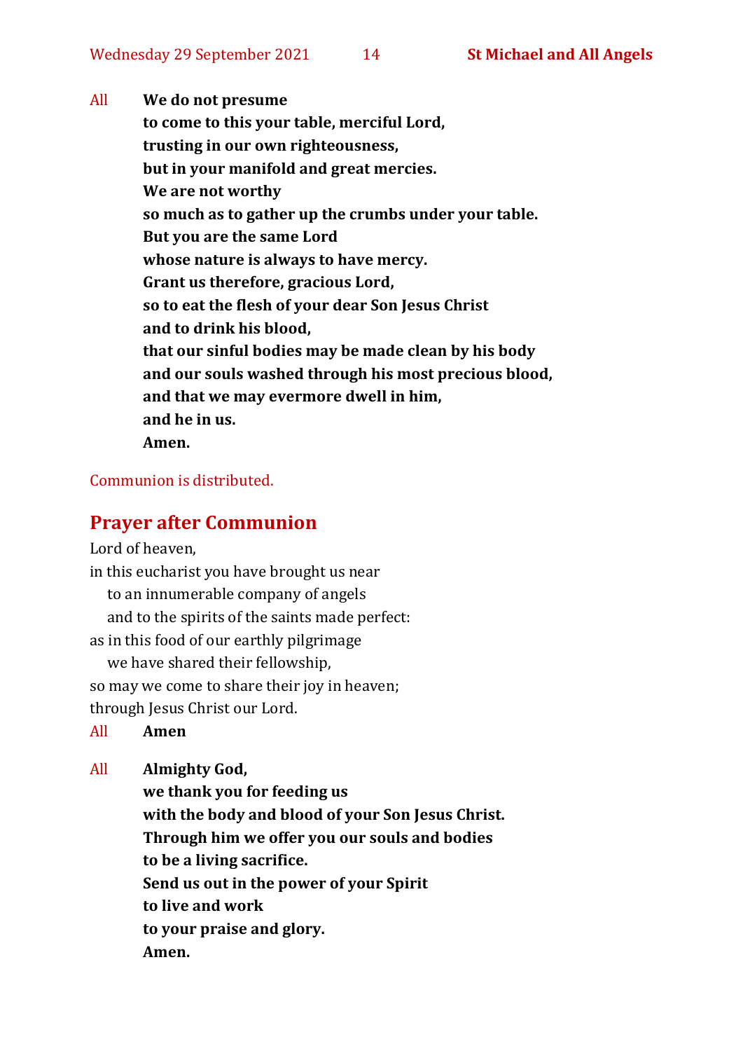All **We do not presume**
**to come to this your table, merciful Lord,**
**trusting in our own righteousness,**
**but in your manifold and great mercies.**
**We are not worthy**
**so much as to gather up the crumbs under your table.**
**But you are the same Lord**
**whose nature is always to have mercy.**
**Grant us therefore, gracious Lord,**
**so to eat the flesh of your dear Son Jesus Christ**
**and to drink his blood,**
**that our sinful bodies may be made clean by his body**
**and our souls washed through his most precious blood,**
**and that we may evermore dwell in him,**
**and he in us.**
**Amen.**

Communion is distributed.

## Prayer after Communion

Lord of heaven,
in this eucharist you have brought us near
to an innumerable company of angels
and to the spirits of the saints made perfect:
as in this food of our earthly pilgrimage
we have shared their fellowship,
so may we come to share their joy in heaven;
through Jesus Christ our Lord.

All **Amen**

All **Almighty God,**
**we thank you for feeding us**
**with the body and blood of your Son Jesus Christ.**
**Through him we offer you our souls and bodies**
**to be a living sacrifice.**
**Send us out in the power of your Spirit**
**to live and work**
**to your praise and glory.**
**Amen.**